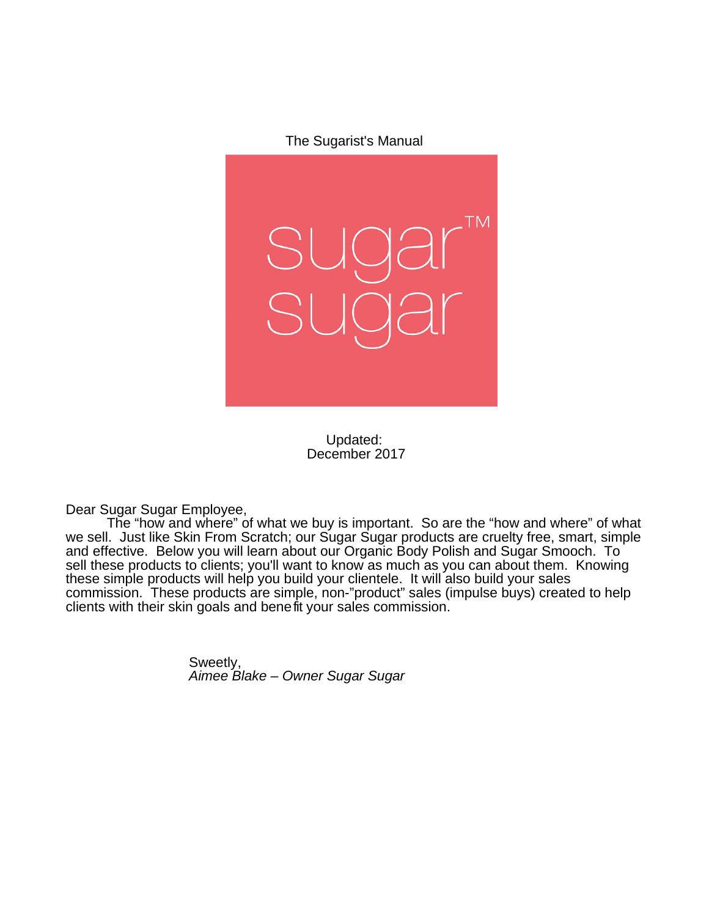# The Sugarist's Manual

sugar™
sugar

Updated:
December 2017

Dear Sugar Sugar Employee,

The "how and where" of what we buy is important. So are the "how and where" of what we sell. Just like Skin From Scratch; our Sugar Sugar products are cruelty free, smart, simple and effective. Below you will learn about our Organic Body Polish and Sugar Smooch. To sell these products to clients; you'll want to know as much as you can about them. Knowing these simple products will help you build your clientele. It will also build your sales commission. These products are simple, non-"product" sales (impulse buys) created to help clients with their skin goals and benefit your sales commission.

Sweetly,
*Aimee Blake – Owner Sugar Sugar*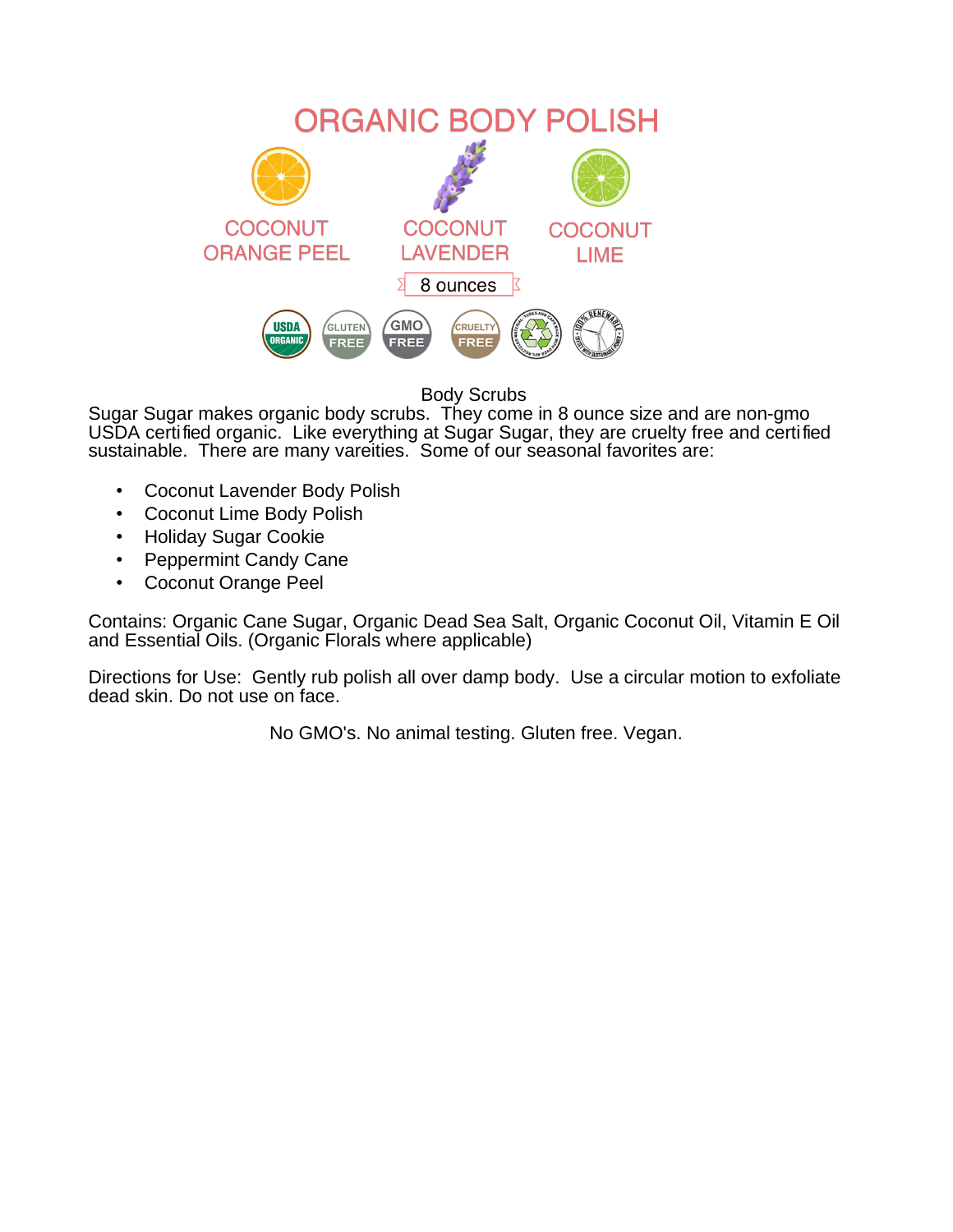# ORGANIC BODY POLISH

COCONUT ORANGE PEEL

COCONUT LAVENDER

COCONUT LIME

8 ounces

USDA ORGANIC · GLUTEN FREE · GMO FREE · CRUELTY FREE

Body Scrubs

Sugar Sugar makes organic body scrubs. They come in 8 ounce size and are non-gmo USDA certified organic. Like everything at Sugar Sugar, they are cruelty free and certified sustainable. There are many vareities. Some of our seasonal favorites are:

- Coconut Lavender Body Polish
- Coconut Lime Body Polish
- Holiday Sugar Cookie
- Peppermint Candy Cane
- Coconut Orange Peel

Contains: Organic Cane Sugar, Organic Dead Sea Salt, Organic Coconut Oil, Vitamin E Oil and Essential Oils. (Organic Florals where applicable)

Directions for Use: Gently rub polish all over damp body. Use a circular motion to exfoliate dead skin. Do not use on face.

No GMO's. No animal testing. Gluten free. Vegan.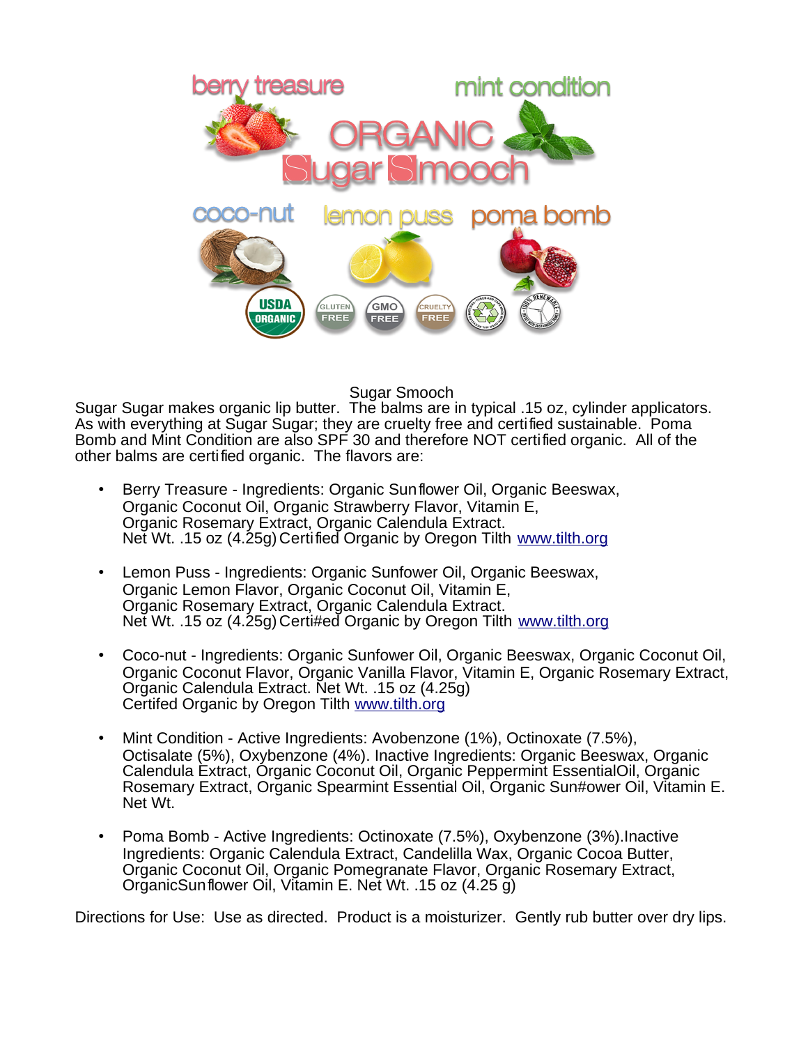berry treasure

mint condition

ORGANIC Sugar Smooch

coco-nut

lemon puss

poma bomb

USDA ORGANIC

GLUTEN FREE

GMO FREE

CRUELTY FREE

Sugar Smooch

Sugar Sugar makes organic lip butter. The balms are in typical .15 oz, cylinder applicators. As with everything at Sugar Sugar; they are cruelty free and certified sustainable. Poma Bomb and Mint Condition are also SPF 30 and therefore NOT certified organic. All of the other balms are certified organic. The flavors are:

- Berry Treasure - Ingredients: Organic Sunflower Oil, Organic Beeswax, Organic Coconut Oil, Organic Strawberry Flavor, Vitamin E, Organic Rosemary Extract, Organic Calendula Extract. Net Wt. .15 oz (4.25g) Certified Organic by Oregon Tilth www.tilth.org
- Lemon Puss - Ingredients: Organic Sunfower Oil, Organic Beeswax, Organic Lemon Flavor, Organic Coconut Oil, Vitamin E, Organic Rosemary Extract, Organic Calendula Extract. Net Wt. .15 oz (4.25g) Certi#ed Organic by Oregon Tilth www.tilth.org
- Coco-nut - Ingredients: Organic Sunfower Oil, Organic Beeswax, Organic Coconut Oil, Organic Coconut Flavor, Organic Vanilla Flavor, Vitamin E, Organic Rosemary Extract, Organic Calendula Extract. Net Wt. .15 oz (4.25g) Certifed Organic by Oregon Tilth www.tilth.org
- Mint Condition - Active Ingredients: Avobenzone (1%), Octinoxate (7.5%), Octisalate (5%), Oxybenzone (4%). Inactive Ingredients: Organic Beeswax, Organic Calendula Extract, Organic Coconut Oil, Organic Peppermint EssentialOil, Organic Rosemary Extract, Organic Spearmint Essential Oil, Organic Sun#ower Oil, Vitamin E. Net Wt.
- Poma Bomb - Active Ingredients: Octinoxate (7.5%), Oxybenzone (3%).Inactive Ingredients: Organic Calendula Extract, Candelilla Wax, Organic Cocoa Butter, Organic Coconut Oil, Organic Pomegranate Flavor, Organic Rosemary Extract, OrganicSunflower Oil, Vitamin E. Net Wt. .15 oz (4.25 g)

Directions for Use: Use as directed. Product is a moisturizer. Gently rub butter over dry lips.